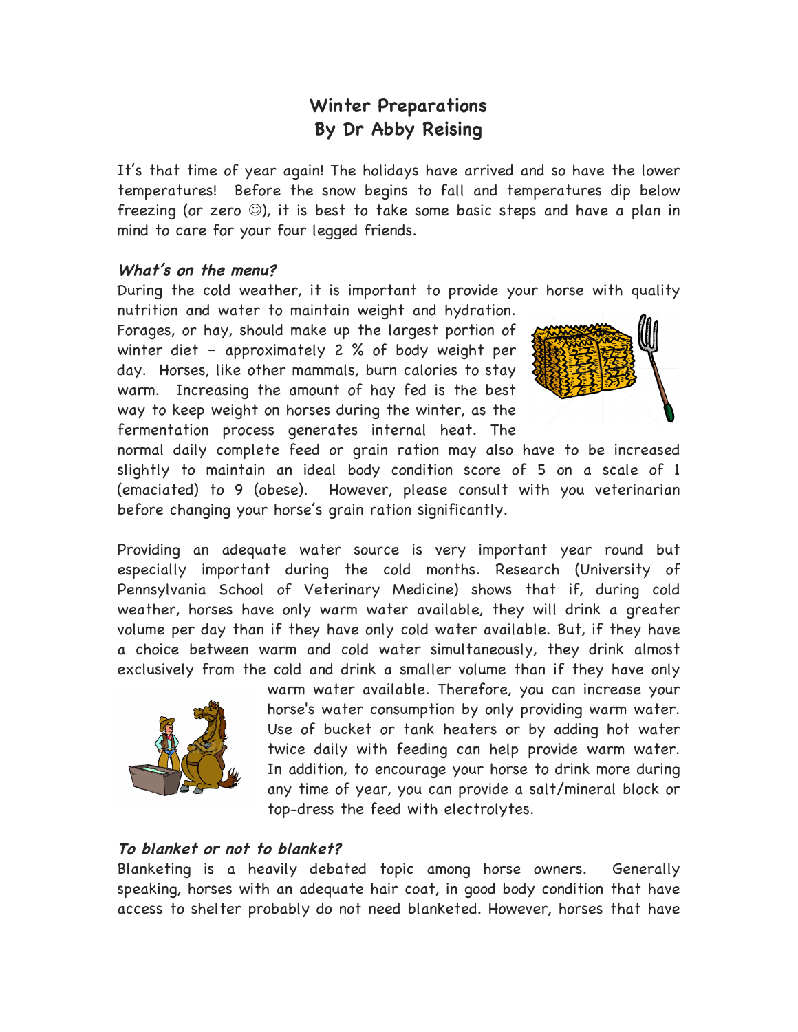# Winter Preparations
## By Dr Abby Reising

It's that time of year again! The holidays have arrived and so have the lower temperatures! Before the snow begins to fall and temperatures dip below freezing (or zero ☺), it is best to take some basic steps and have a plan in mind to care for your four legged friends.

### *What's on the menu?*

During the cold weather, it is important to provide your horse with quality nutrition and water to maintain weight and hydration. Forages, or hay, should make up the largest portion of winter diet – approximately 2 % of body weight per day. Horses, like other mammals, burn calories to stay warm. Increasing the amount of hay fed is the best way to keep weight on horses during the winter, as the fermentation process generates internal heat. The normal daily complete feed or grain ration may also have to be increased slightly to maintain an ideal body condition score of 5 on a scale of 1 (emaciated) to 9 (obese). However, please consult with you veterinarian before changing your horse's grain ration significantly.

Providing an adequate water source is very important year round but especially important during the cold months. Research (University of Pennsylvania School of Veterinary Medicine) shows that if, during cold weather, horses have only warm water available, they will drink a greater volume per day than if they have only cold water available. But, if they have a choice between warm and cold water simultaneously, they drink almost exclusively from the cold and drink a smaller volume than if they have only warm water available. Therefore, you can increase your horse's water consumption by only providing warm water. Use of bucket or tank heaters or by adding hot water twice daily with feeding can help provide warm water. In addition, to encourage your horse to drink more during any time of year, you can provide a salt/mineral block or top-dress the feed with electrolytes.

### *To blanket or not to blanket?*

Blanketing is a heavily debated topic among horse owners. Generally speaking, horses with an adequate hair coat, in good body condition that have access to shelter probably do not need blanketed. However, horses that have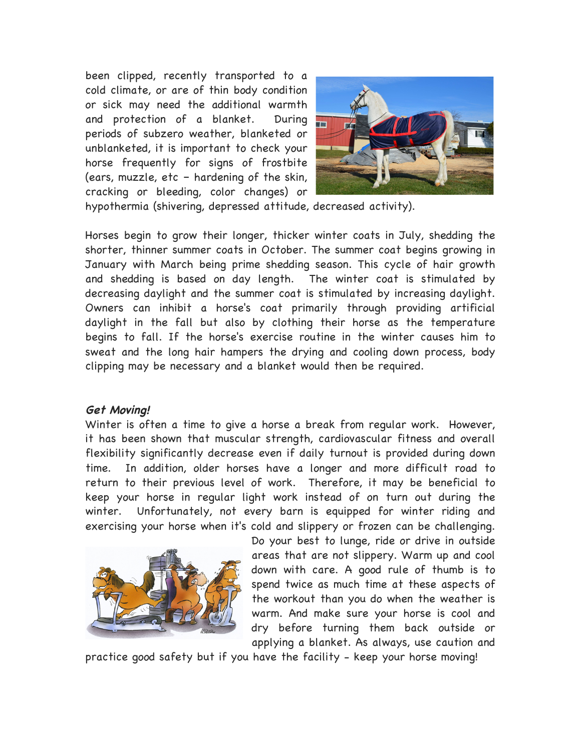been clipped, recently transported to a cold climate, or are of thin body condition or sick may need the additional warmth and protection of a blanket. During periods of subzero weather, blanketed or unblanketed, it is important to check your horse frequently for signs of frostbite (ears, muzzle, etc – hardening of the skin, cracking or bleeding, color changes) or hypothermia (shivering, depressed attitude, decreased activity).

Horses begin to grow their longer, thicker winter coats in July, shedding the shorter, thinner summer coats in October. The summer coat begins growing in January with March being prime shedding season. This cycle of hair growth and shedding is based on day length. The winter coat is stimulated by decreasing daylight and the summer coat is stimulated by increasing daylight. Owners can inhibit a horse's coat primarily through providing artificial daylight in the fall but also by clothing their horse as the temperature begins to fall. If the horse's exercise routine in the winter causes him to sweat and the long hair hampers the drying and cooling down process, body clipping may be necessary and a blanket would then be required.

### *Get Moving!*

Winter is often a time to give a horse a break from regular work. However, it has been shown that muscular strength, cardiovascular fitness and overall flexibility significantly decrease even if daily turnout is provided during down time. In addition, older horses have a longer and more difficult road to return to their previous level of work. Therefore, it may be beneficial to keep your horse in regular light work instead of on turn out during the winter. Unfortunately, not every barn is equipped for winter riding and exercising your horse when it's cold and slippery or frozen can be challenging. Do your best to lunge, ride or drive in outside areas that are not slippery. Warm up and cool down with care. A good rule of thumb is to spend twice as much time at these aspects of the workout than you do when the weather is warm. And make sure your horse is cool and dry before turning them back outside or applying a blanket. As always, use caution and practice good safety but if you have the facility – keep your horse moving!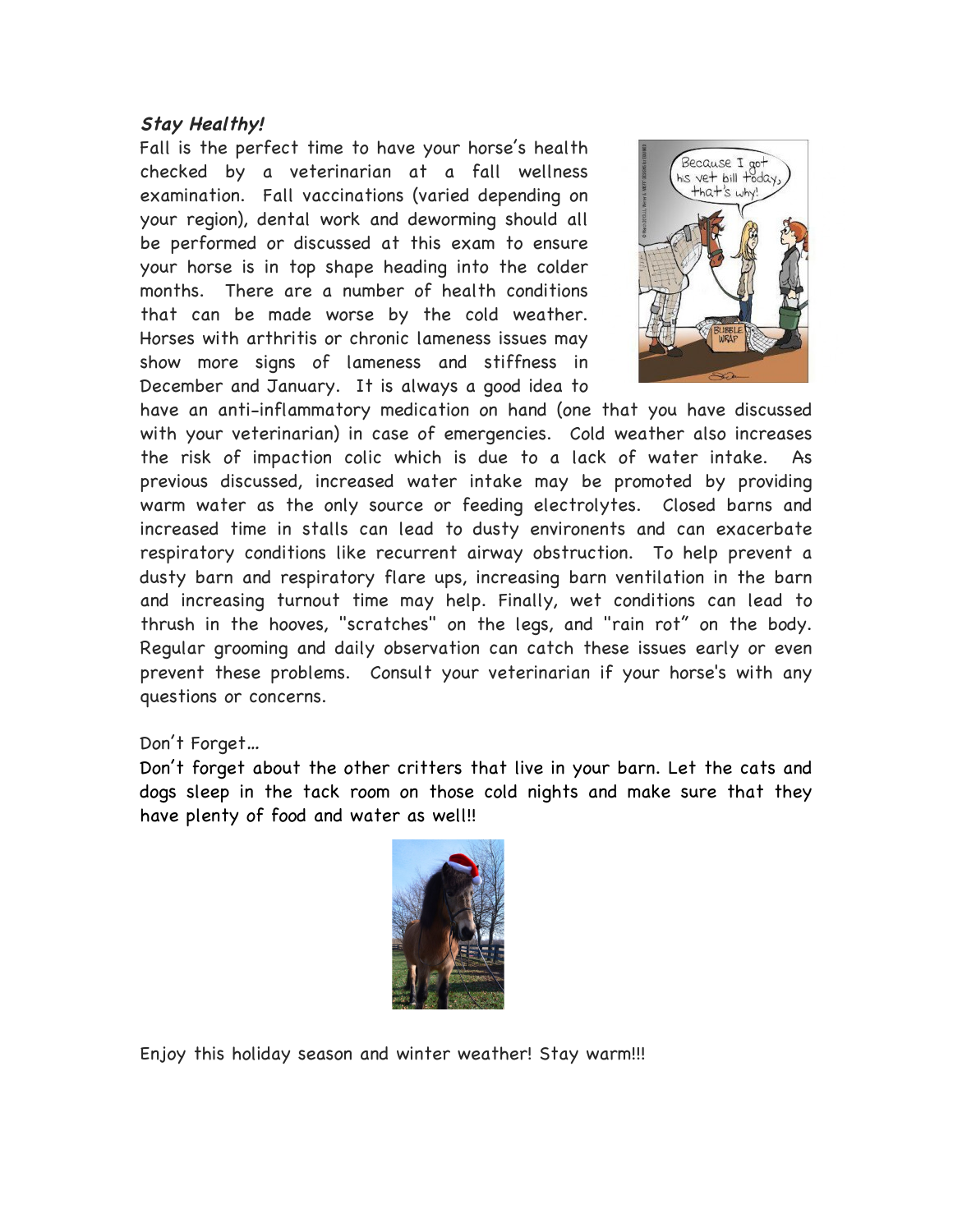***Stay Healthy!***

Fall is the perfect time to have your horse's health checked by a veterinarian at a fall wellness examination. Fall vaccinations (varied depending on your region), dental work and deworming should all be performed or discussed at this exam to ensure your horse is in top shape heading into the colder months. There are a number of health conditions that can be made worse by the cold weather. Horses with arthritis or chronic lameness issues may show more signs of lameness and stiffness in December and January. It is always a good idea to have an anti-inflammatory medication on hand (one that you have discussed with your veterinarian) in case of emergencies. Cold weather also increases the risk of impaction colic which is due to a lack of water intake. As previous discussed, increased water intake may be promoted by providing warm water as the only source or feeding electrolytes. Closed barns and increased time in stalls can lead to dusty environents and can exacerbate respiratory conditions like recurrent airway obstruction. To help prevent a dusty barn and respiratory flare ups, increasing barn ventilation in the barn and increasing turnout time may help. Finally, wet conditions can lead to thrush in the hooves, "scratches" on the legs, and "rain rot" on the body. Regular grooming and daily observation can catch these issues early or even prevent these problems. Consult your veterinarian if your horse's with any questions or concerns.

Don't Forget…

Don't forget about the other critters that live in your barn. Let the cats and dogs sleep in the tack room on those cold nights and make sure that they have plenty of food and water as well!!

Enjoy this holiday season and winter weather! Stay warm!!!